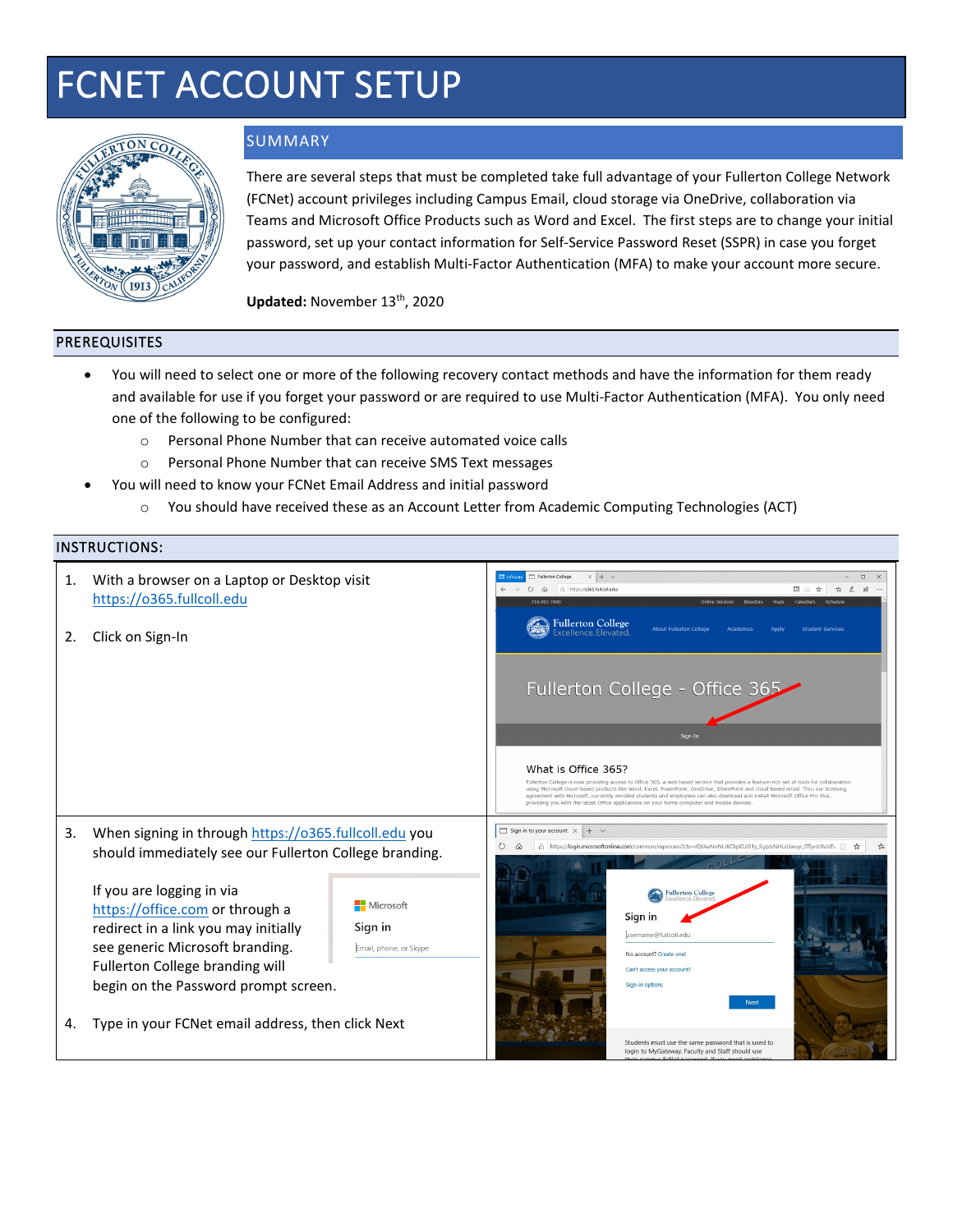# FCNET ACCOUNT SETUP

## SUMMARY

There are several steps that must be completed take full advantage of your Fullerton College Network (FCNet) account privileges including Campus Email, cloud storage via OneDrive, collaboration via Teams and Microsoft Office Products such as Word and Excel. The first steps are to change your initial password, set up your contact information for Self-Service Password Reset (SSPR) in case you forget your password, and establish Multi-Factor Authentication (MFA) to make your account more secure.

**Updated:** November 13th, 2020

## PREREQUISITES

- You will need to select one or more of the following recovery contact methods and have the information for them ready and available for use if you forget your password or are required to use Multi-Factor Authentication (MFA). You only need one of the following to be configured:
  - Personal Phone Number that can receive automated voice calls
  - Personal Phone Number that can receive SMS Text messages
- You will need to know your FCNet Email Address and initial password
  - You should have received these as an Account Letter from Academic Computing Technologies (ACT)

## INSTRUCTIONS:

1. With a browser on a Laptop or Desktop visit https://o365.fullcoll.edu
2. Click on Sign-In
3. When signing in through https://o365.fullcoll.edu you should immediately see our Fullerton College branding.

   If you are logging in via https://office.com or through a redirect in a link you may initially see generic Microsoft branding. Fullerton College branding will begin on the Password prompt screen.
4. Type in your FCNet email address, then click Next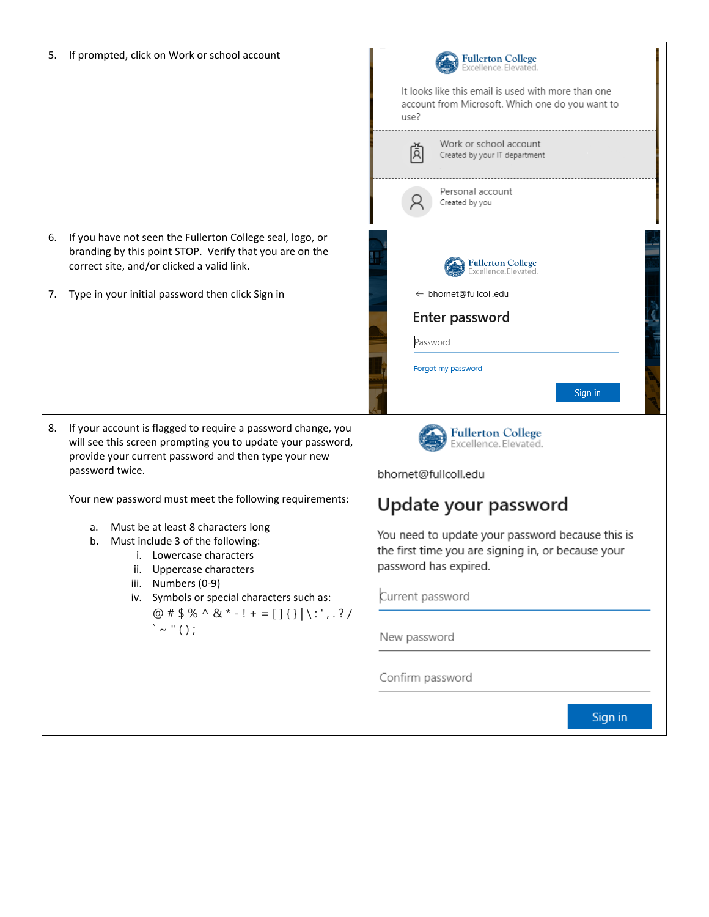| | |
|---|---|
| 5. If prompted, click on Work or school account | Fullerton College<br>Excellence.Elevated.<br><br>It looks like this email is used with more than one account from Microsoft. Which one do you want to use?<br><br>Work or school account<br>Created by your IT department<br><br>Personal account<br>Created by you |
| 6. If you have not seen the Fullerton College seal, logo, or branding by this point STOP. Verify that you are on the correct site, and/or clicked a valid link.<br><br>7. Type in your initial password then click Sign in | Fullerton College<br>Excellence.Elevated.<br><br>← bhornet@fullcoll.edu<br><br>Enter password<br><br>Password<br><br>Forgot my password<br><br>Sign in |
| 8. If your account is flagged to require a password change, you will see this screen prompting you to update your password, provide your current password and then type your new password twice.<br><br>Your new password must meet the following requirements:<br><br>a. Must be at least 8 characters long<br>b. Must include 3 of the following:<br>i. Lowercase characters<br>ii. Uppercase characters<br>iii. Numbers (0-9)<br>iv. Symbols or special characters such as: @ # $ % ^ & * - ! + = [ ] { } &#124; \ : ' , . ? / ` ~ " ( ) ; | Fullerton College<br>Excellence.Elevated.<br><br>bhornet@fullcoll.edu<br><br>Update your password<br><br>You need to update your password because this is the first time you are signing in, or because your password has expired.<br><br>Current password<br><br>New password<br><br>Confirm password<br><br>Sign in |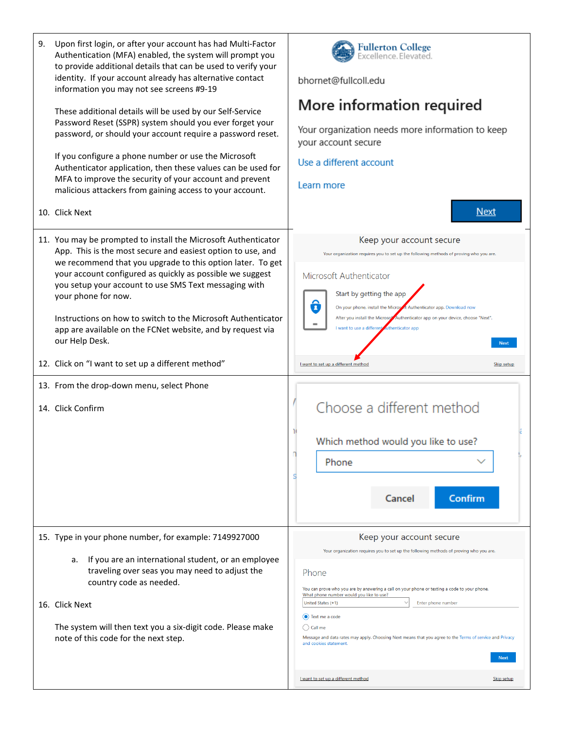| | |
|---|---|
| 9. Upon first login, or after your account has had Multi-Factor Authentication (MFA) enabled, the system will prompt you to provide additional details that can be used to verify your identity. If your account already has alternative contact information you may not see screens #9-19<br><br>These additional details will be used by our Self-Service Password Reset (SSPR) system should you ever forget your password, or should your account require a password reset.<br><br>If you configure a phone number or use the Microsoft Authenticator application, then these values can be used for MFA to improve the security of your account and prevent malicious attackers from gaining access to your account.<br><br>10. Click Next | Fullerton College Excellence. Elevated.<br><br>bhornet@fullcoll.edu<br><br>More information required<br><br>Your organization needs more information to keep your account secure<br><br>Use a different account<br><br>Learn more<br><br>Next |
| 11. You may be prompted to install the Microsoft Authenticator App. This is the most secure and easiest option to use, and we recommend that you upgrade to this option later. To get your account configured as quickly as possible we suggest you setup your account to use SMS Text messaging with your phone for now.<br><br>Instructions on how to switch to the Microsoft Authenticator app are available on the FCNet website, and by request via our Help Desk.<br><br>12. Click on "I want to set up a different method" | Keep your account secure<br><br>Your organization requires you to set up the following methods of proving who you are.<br><br>Microsoft Authenticator<br><br>Start by getting the app<br><br>On your phone, install the Microsoft Authenticator app. Download now<br><br>After you install the Microsoft Authenticator app on your device, choose "Next".<br><br>I want to use a different authenticator app<br><br>Next<br><br>I want to set up a different method     Skip setup |
| 13. From the drop-down menu, select Phone<br><br>14. Click Confirm | Choose a different method<br><br>Which method would you like to use?<br><br>Phone<br><br>Cancel     Confirm |
| 15. Type in your phone number, for example: 7149927000<br><br>a. If you are an international student, or an employee traveling over seas you may need to adjust the country code as needed.<br><br>16. Click Next<br><br>The system will then text you a six-digit code. Please make note of this code for the next step. | Keep your account secure<br><br>Your organization requires you to set up the following methods of proving who you are.<br><br>Phone<br><br>You can prove who you are by answering a call on your phone or texting a code to your phone.<br>What phone number would you like to use?<br><br>United States (+1)     Enter phone number<br><br>Text me a code<br><br>Call me<br><br>Message and data rates may apply. Choosing Next means that you agree to the Terms of service and Privacy and cookies statement.<br><br>Next<br><br>I want to set up a different method     Skip setup |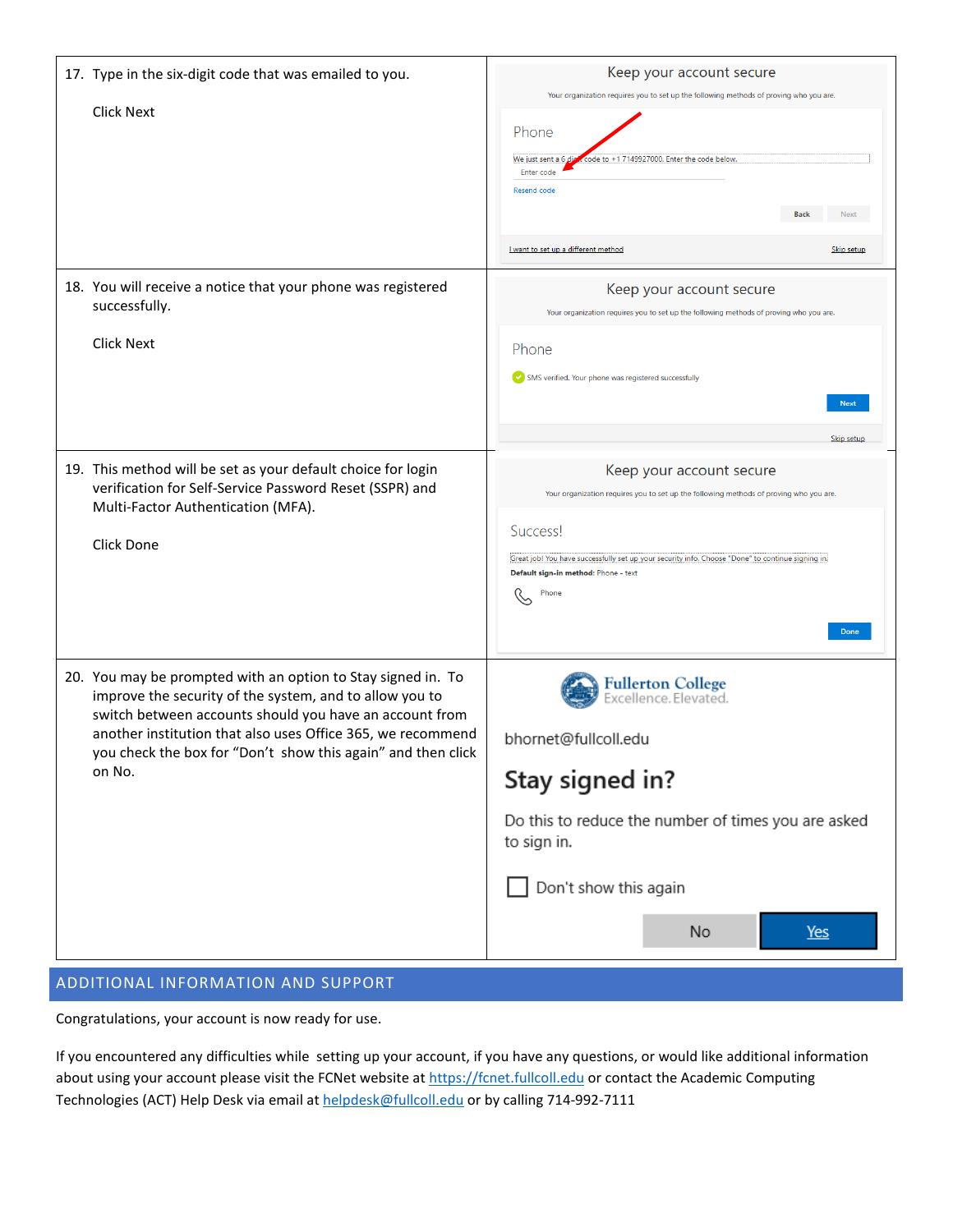| | |
|---|---|
| 17. Type in the six-digit code that was emailed to you.<br><br>Click Next | Keep your account secure<br><br>Your organization requires you to set up the following methods of proving who you are.<br><br>Phone<br><br>We just sent a 6 digit code to +1 7149927000. Enter the code below.<br>Enter code<br>Resend code<br><br>Back Next<br><br>I want to set up a different method Skip setup |
| 18. You will receive a notice that your phone was registered successfully.<br><br>Click Next | Keep your account secure<br><br>Your organization requires you to set up the following methods of proving who you are.<br><br>Phone<br><br>SMS verified. Your phone was registered successfully<br><br>Next<br><br>Skip setup |
| 19. This method will be set as your default choice for login verification for Self-Service Password Reset (SSPR) and Multi-Factor Authentication (MFA).<br><br>Click Done | Keep your account secure<br><br>Your organization requires you to set up the following methods of proving who you are.<br><br>Success!<br><br>Great job! You have successfully set up your security info. Choose "Done" to continue signing in.<br>**Default sign-in method:** Phone - text<br><br>Phone<br><br>Done |
| 20. You may be prompted with an option to Stay signed in. To improve the security of the system, and to allow you to switch between accounts should you have an account from another institution that also uses Office 365, we recommend you check the box for "Don't show this again" and then click on No. | Fullerton College<br>Excellence. Elevated.<br><br>bhornet@fullcoll.edu<br><br>**Stay signed in?**<br><br>Do this to reduce the number of times you are asked to sign in.<br><br>☐ Don't show this again<br><br>No Yes |

## ADDITIONAL INFORMATION AND SUPPORT

Congratulations, your account is now ready for use.

If you encountered any difficulties while setting up your account, if you have any questions, or would like additional information about using your account please visit the FCNet website at https://fcnet.fullcoll.edu or contact the Academic Computing Technologies (ACT) Help Desk via email at helpdesk@fullcoll.edu or by calling 714-992-7111